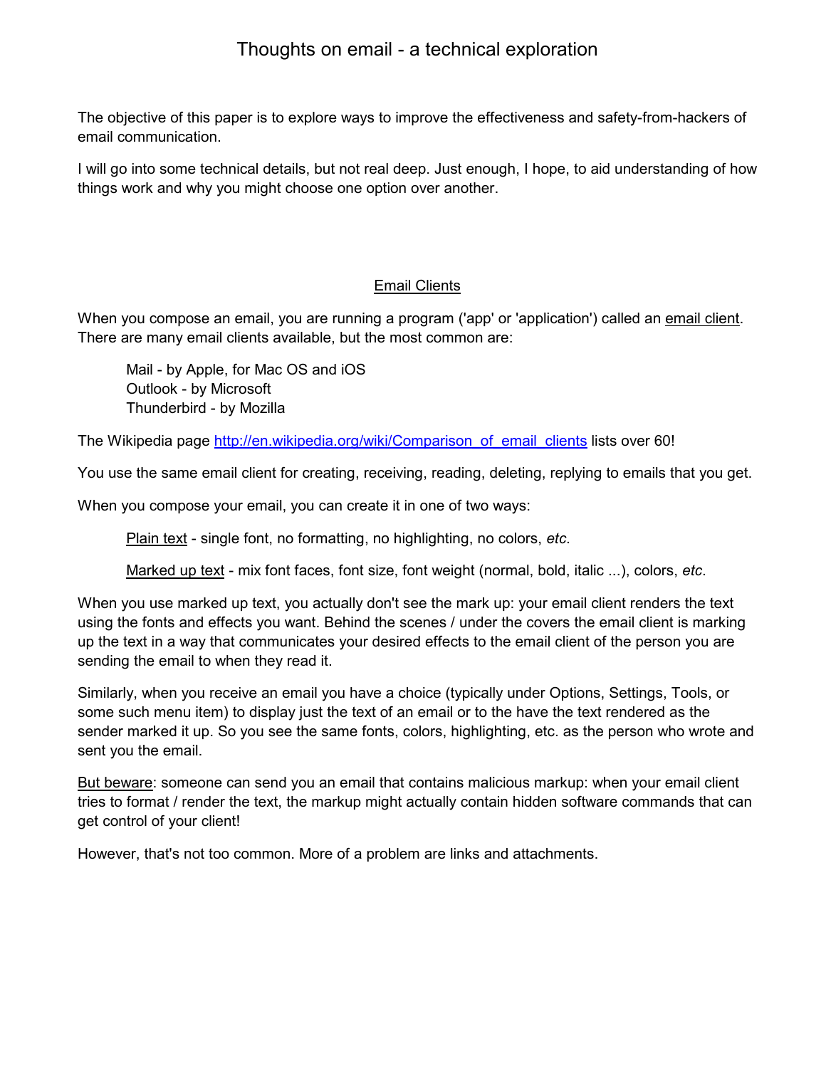# Thoughts on email - a technical exploration

The objective of this paper is to explore ways to improve the effectiveness and safety-from-hackers of email communication.

I will go into some technical details, but not real deep. Just enough, I hope, to aid understanding of how things work and why you might choose one option over another.

## Email Clients

When you compose an email, you are running a program ('app' or 'application') called an email client. There are many email clients available, but the most common are:

> Mail - by Apple, for Mac OS and iOS
> Outlook - by Microsoft
> Thunderbird - by Mozilla

The Wikipedia page [http://en.wikipedia.org/wiki/Comparison_of_email_clients](http://en.wikipedia.org/wiki/Comparison_of_email_clients) lists over 60!

You use the same email client for creating, receiving, reading, deleting, replying to emails that you get.

When you compose your email, you can create it in one of two ways:

> Plain text - single font, no formatting, no highlighting, no colors, *etc*.
>
> Marked up text - mix font faces, font size, font weight (normal, bold, italic ...), colors, *etc*.

When you use marked up text, you actually don't see the mark up: your email client renders the text using the fonts and effects you want. Behind the scenes / under the covers the email client is marking up the text in a way that communicates your desired effects to the email client of the person you are sending the email to when they read it.

Similarly, when you receive an email you have a choice (typically under Options, Settings, Tools, or some such menu item) to display just the text of an email or to the have the text rendered as the sender marked it up. So you see the same fonts, colors, highlighting, etc. as the person who wrote and sent you the email.

But beware: someone can send you an email that contains malicious markup: when your email client tries to format / render the text, the markup might actually contain hidden software commands that can get control of your client!

However, that's not too common. More of a problem are links and attachments.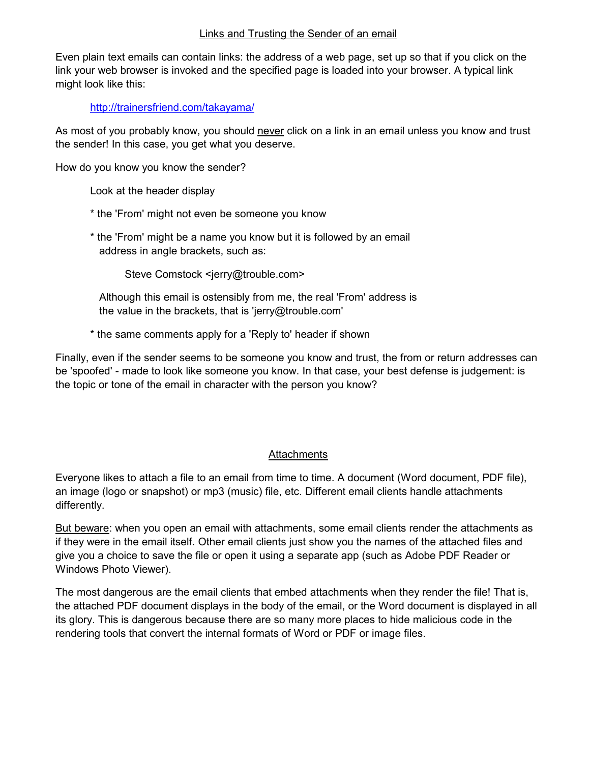## Links and Trusting the Sender of an email

Even plain text emails can contain links: the address of a web page, set up so that if you click on the link your web browser is invoked and the specified page is loaded into your browser. A typical link might look like this:

> http://trainersfriend.com/takayama/

As most of you probably know, you should never click on a link in an email unless you know and trust the sender! In this case, you get what you deserve.

How do you know you know the sender?

> Look at the header display
>
> * the 'From' might not even be someone you know
>
> * the 'From' might be a name you know but it is followed by an email address in angle brackets, such as:
>
> > Steve Comstock <jerry@trouble.com>
>
> Although this email is ostensibly from me, the real 'From' address is the value in the brackets, that is 'jerry@trouble.com'
>
> * the same comments apply for a 'Reply to' header if shown

Finally, even if the sender seems to be someone you know and trust, the from or return addresses can be 'spoofed' - made to look like someone you know. In that case, your best defense is judgement: is the topic or tone of the email in character with the person you know?

## Attachments

Everyone likes to attach a file to an email from time to time. A document (Word document, PDF file), an image (logo or snapshot) or mp3 (music) file, etc. Different email clients handle attachments differently.

But beware: when you open an email with attachments, some email clients render the attachments as if they were in the email itself. Other email clients just show you the names of the attached files and give you a choice to save the file or open it using a separate app (such as Adobe PDF Reader or Windows Photo Viewer).

The most dangerous are the email clients that embed attachments when they render the file! That is, the attached PDF document displays in the body of the email, or the Word document is displayed in all its glory. This is dangerous because there are so many more places to hide malicious code in the rendering tools that convert the internal formats of Word or PDF or image files.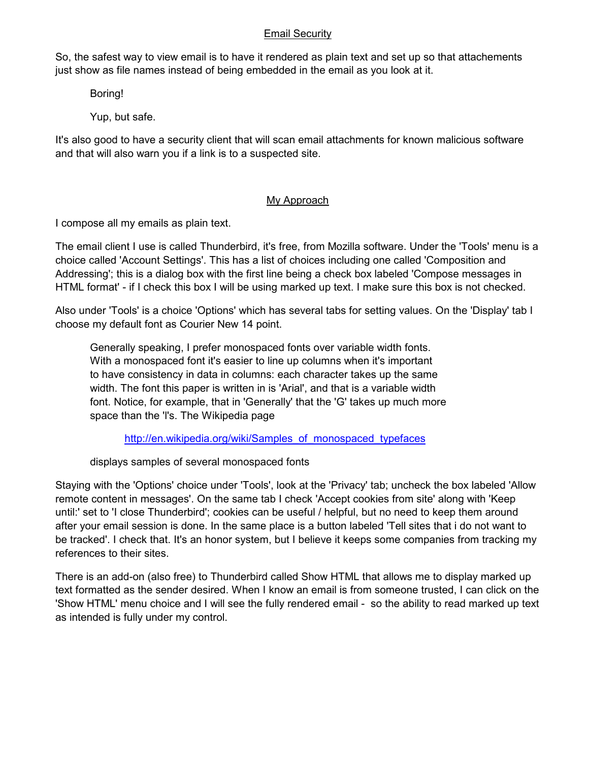## Email Security

So, the safest way to view email is to have it rendered as plain text and set up so that attachements just show as file names instead of being embedded in the email as you look at it.

> Boring!
>
> Yup, but safe.

It's also good to have a security client that will scan email attachments for known malicious software and that will also warn you if a link is to a suspected site.

## My Approach

I compose all my emails as plain text.

The email client I use is called Thunderbird, it's free, from Mozilla software. Under the 'Tools' menu is a choice called 'Account Settings'. This has a list of choices including one called 'Composition and Addressing'; this is a dialog box with the first line being a check box labeled 'Compose messages in HTML format' - if I check this box I will be using marked up text. I make sure this box is not checked.

Also under 'Tools' is a choice 'Options' which has several tabs for setting values. On the 'Display' tab I choose my default font as Courier New 14 point.

> Generally speaking, I prefer monospaced fonts over variable width fonts. With a monospaced font it's easier to line up columns when it's important to have consistency in data in columns: each character takes up the same width. The font this paper is written in is 'Arial', and that is a variable width font. Notice, for example, that in 'Generally' that the 'G' takes up much more space than the 'l's. The Wikipedia page
>
> > http://en.wikipedia.org/wiki/Samples_of_monospaced_typefaces
>
> displays samples of several monospaced fonts

Staying with the 'Options' choice under 'Tools', look at the 'Privacy' tab; uncheck the box labeled 'Allow remote content in messages'. On the same tab I check 'Accept cookies from site' along with 'Keep until:' set to 'I close Thunderbird'; cookies can be useful / helpful, but no need to keep them around after your email session is done. In the same place is a button labeled 'Tell sites that i do not want to be tracked'. I check that. It's an honor system, but I believe it keeps some companies from tracking my references to their sites.

There is an add-on (also free) to Thunderbird called Show HTML that allows me to display marked up text formatted as the sender desired. When I know an email is from someone trusted, I can click on the 'Show HTML' menu choice and I will see the fully rendered email - so the ability to read marked up text as intended is fully under my control.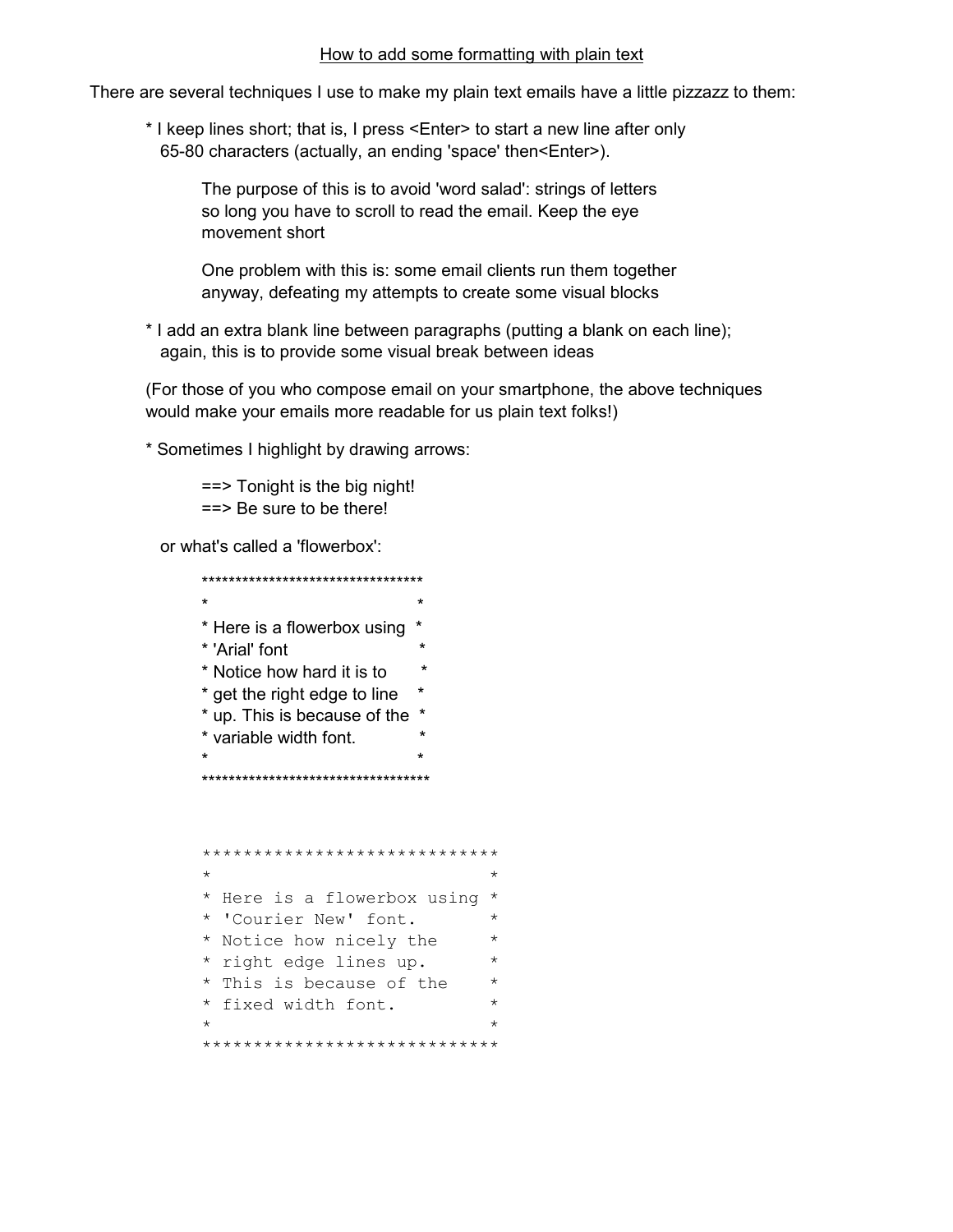<u>How to add some formatting with plain text</u>

There are several techniques I use to make my plain text emails have a little pizzazz to them:

* I keep lines short; that is, I press <Enter> to start a new line after only 65-80 characters (actually, an ending 'space' then<Enter>).

    The purpose of this is to avoid 'word salad': strings of letters so long you have to scroll to read the email. Keep the eye movement short

    One problem with this is: some email clients run them together anyway, defeating my attempts to create some visual blocks

* I add an extra blank line between paragraphs (putting a blank on each line); again, this is to provide some visual break between ideas

(For those of you who compose email on your smartphone, the above techniques would make your emails more readable for us plain text folks!)

* Sometimes I highlight by drawing arrows:

    ==> Tonight is the big night!
    ==> Be sure to be there!

  or what's called a 'flowerbox':

```
*********************************
*                               *
* Here is a flowerbox using  *
* 'Arial' font                  *
* Notice how hard it is to      *
* get the right edge to line    *
* up. This is because of the  *
* variable width font.          *
*                               *
**********************************
```

```
*****************************
*                           *
* Here is a flowerbox using *
* 'Courier New' font.       *
* Notice how nicely the     *
* right edge lines up.      *
* This is because of the    *
* fixed width font.         *
*                           *
*****************************
```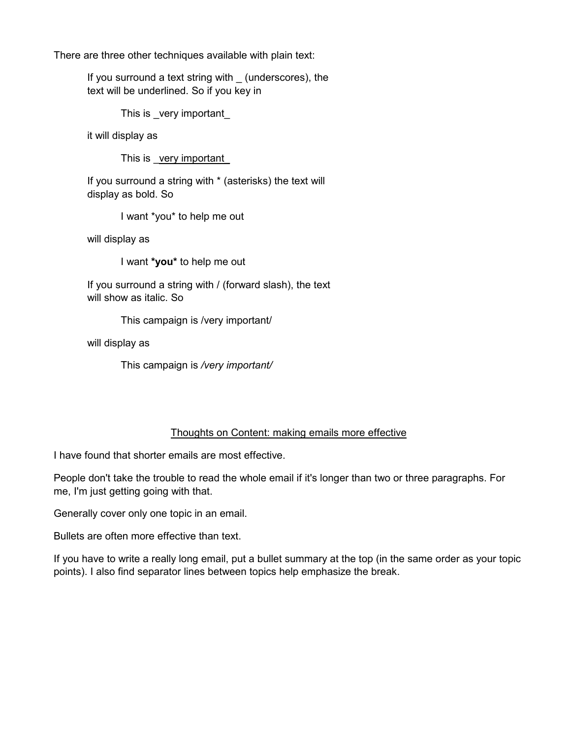There are three other techniques available with plain text:

> If you surround a text string with _ (underscores), the text will be underlined. So if you key in
>
> > This is _very important_
>
> it will display as
>
> > This is <u>_very important_</u>
>
> If you surround a string with * (asterisks) the text will display as bold. So
>
> > I want *you* to help me out
>
> will display as
>
> > I want **\*you\*** to help me out
>
> If you surround a string with / (forward slash), the text will show as italic. So
>
> > This campaign is /very important/
>
> will display as
>
> > This campaign is */very important/*

## <u>Thoughts on Content: making emails more effective</u>

I have found that shorter emails are most effective.

People don't take the trouble to read the whole email if it's longer than two or three paragraphs. For me, I'm just getting going with that.

Generally cover only one topic in an email.

Bullets are often more effective than text.

If you have to write a really long email, put a bullet summary at the top (in the same order as your topic points). I also find separator lines between topics help emphasize the break.